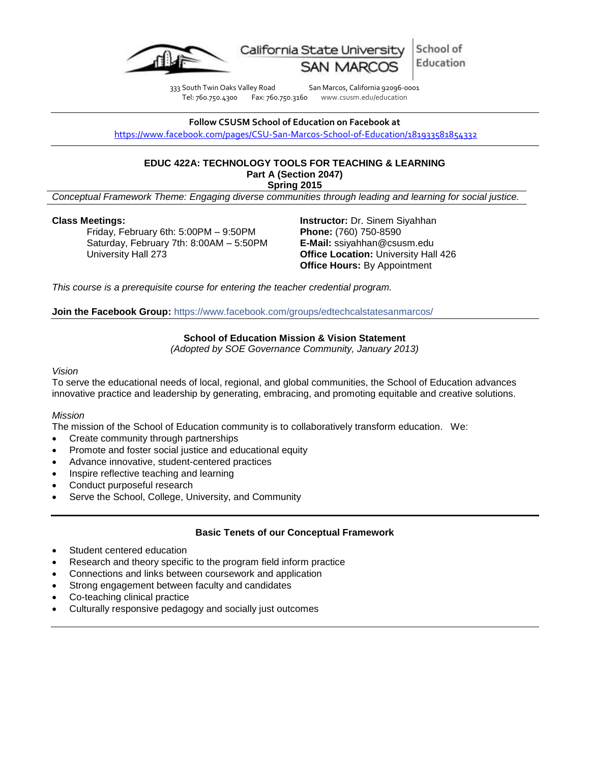California State University SAN MARCOS | School of Education

333 South Twin Oaks Valley Road San Marcos, California 92096-0001
Tel: 760.750.4300 Fax: 760.750.3160 www.csusm.edu/education

**Follow CSUSM School of Education on Facebook at**
https://www.facebook.com/pages/CSU-San-Marcos-School-of-Education/181933581854332

# EDUC 422A: TECHNOLOGY TOOLS FOR TEACHING & LEARNING
## Part A (Section 2047)
## Spring 2015

*Conceptual Framework Theme: Engaging diverse communities through leading and learning for social justice.*

**Class Meetings:**
Friday, February 6th: 5:00PM – 9:50PM
Saturday, February 7th: 8:00AM – 5:50PM
University Hall 273

**Instructor:** Dr. Sinem Siyahhan
**Phone:** (760) 750-8590
**E-Mail:** ssiyahhan@csusm.edu
**Office Location:** University Hall 426
**Office Hours:** By Appointment

*This course is a prerequisite course for entering the teacher credential program.*

**Join the Facebook Group:** https://www.facebook.com/groups/edtechcalstatesanmarcos/

### School of Education Mission & Vision Statement
*(Adopted by SOE Governance Community, January 2013)*

*Vision*
To serve the educational needs of local, regional, and global communities, the School of Education advances innovative practice and leadership by generating, embracing, and promoting equitable and creative solutions.

*Mission*
The mission of the School of Education community is to collaboratively transform education. We:

- Create community through partnerships
- Promote and foster social justice and educational equity
- Advance innovative, student-centered practices
- Inspire reflective teaching and learning
- Conduct purposeful research
- Serve the School, College, University, and Community

### Basic Tenets of our Conceptual Framework

- Student centered education
- Research and theory specific to the program field inform practice
- Connections and links between coursework and application
- Strong engagement between faculty and candidates
- Co-teaching clinical practice
- Culturally responsive pedagogy and socially just outcomes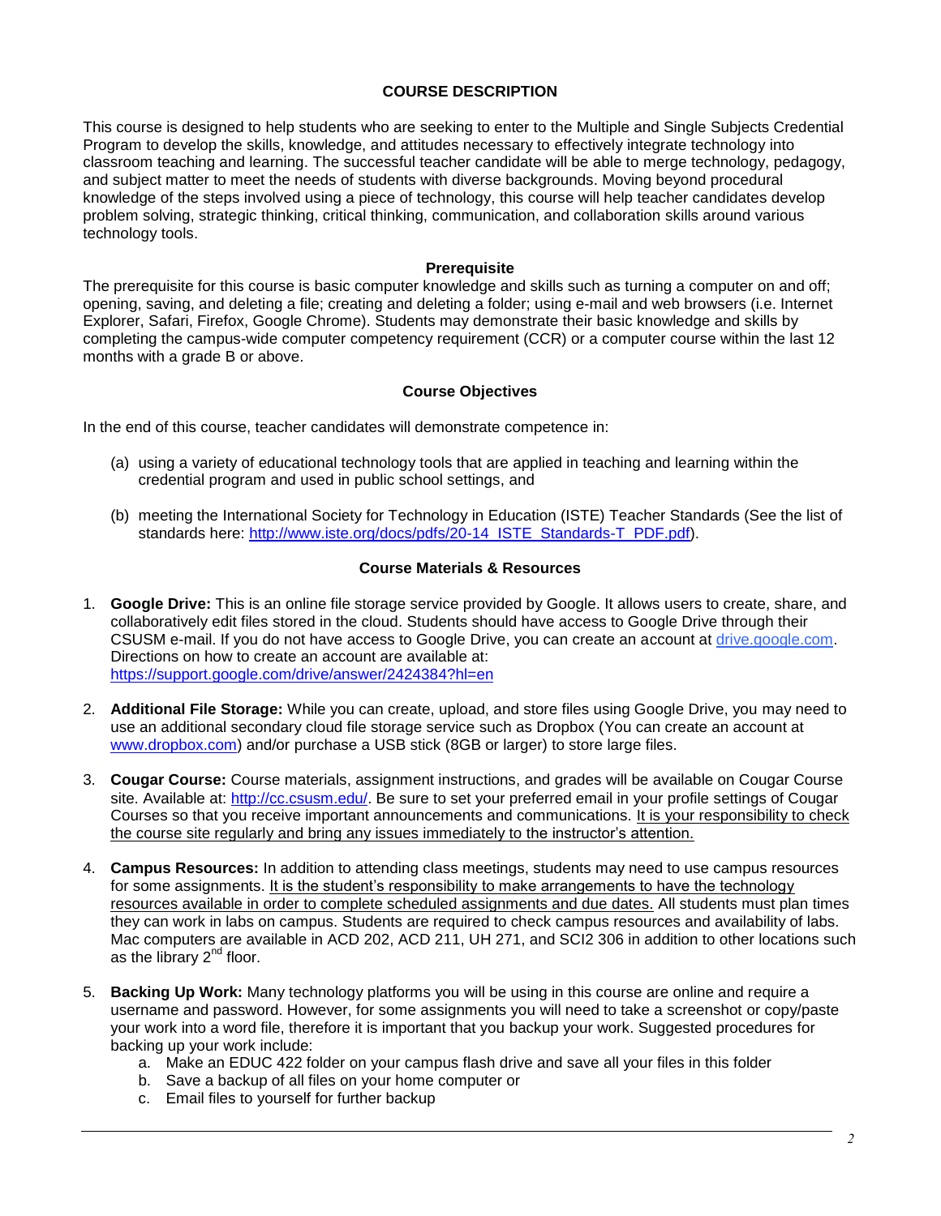## COURSE DESCRIPTION

This course is designed to help students who are seeking to enter to the Multiple and Single Subjects Credential Program to develop the skills, knowledge, and attitudes necessary to effectively integrate technology into classroom teaching and learning. The successful teacher candidate will be able to merge technology, pedagogy, and subject matter to meet the needs of students with diverse backgrounds. Moving beyond procedural knowledge of the steps involved using a piece of technology, this course will help teacher candidates develop problem solving, strategic thinking, critical thinking, communication, and collaboration skills around various technology tools.

### Prerequisite

The prerequisite for this course is basic computer knowledge and skills such as turning a computer on and off; opening, saving, and deleting a file; creating and deleting a folder; using e-mail and web browsers (i.e. Internet Explorer, Safari, Firefox, Google Chrome). Students may demonstrate their basic knowledge and skills by completing the campus-wide computer competency requirement (CCR) or a computer course within the last 12 months with a grade B or above.

### Course Objectives

In the end of this course, teacher candidates will demonstrate competence in:

(a) using a variety of educational technology tools that are applied in teaching and learning within the credential program and used in public school settings, and

(b) meeting the International Society for Technology in Education (ISTE) Teacher Standards (See the list of standards here: http://www.iste.org/docs/pdfs/20-14_ISTE_Standards-T_PDF.pdf).

### Course Materials & Resources

1. **Google Drive:** This is an online file storage service provided by Google. It allows users to create, share, and collaboratively edit files stored in the cloud. Students should have access to Google Drive through their CSUSM e-mail. If you do not have access to Google Drive, you can create an account at drive.google.com. Directions on how to create an account are available at: https://support.google.com/drive/answer/2424384?hl=en

2. **Additional File Storage:** While you can create, upload, and store files using Google Drive, you may need to use an additional secondary cloud file storage service such as Dropbox (You can create an account at www.dropbox.com) and/or purchase a USB stick (8GB or larger) to store large files.

3. **Cougar Course:** Course materials, assignment instructions, and grades will be available on Cougar Course site. Available at: http://cc.csusm.edu/. Be sure to set your preferred email in your profile settings of Cougar Courses so that you receive important announcements and communications. <u>It is your responsibility to check the course site regularly and bring any issues immediately to the instructor's attention.</u>

4. **Campus Resources:** In addition to attending class meetings, students may need to use campus resources for some assignments. <u>It is the student's responsibility to make arrangements to have the technology resources available in order to complete scheduled assignments and due dates.</u> All students must plan times they can work in labs on campus. Students are required to check campus resources and availability of labs. Mac computers are available in ACD 202, ACD 211, UH 271, and SCI2 306 in addition to other locations such as the library 2nd floor.

5. **Backing Up Work:** Many technology platforms you will be using in this course are online and require a username and password. However, for some assignments you will need to take a screenshot or copy/paste your work into a word file, therefore it is important that you backup your work. Suggested procedures for backing up your work include:
   a. Make an EDUC 422 folder on your campus flash drive and save all your files in this folder
   b. Save a backup of all files on your home computer or
   c. Email files to yourself for further backup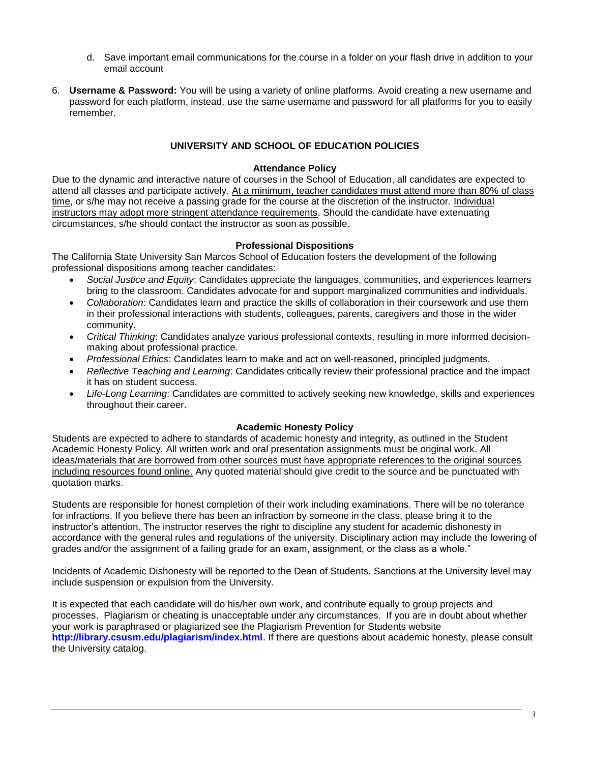d. Save important email communications for the course in a folder on your flash drive in addition to your email account

6. **Username & Password:** You will be using a variety of online platforms. Avoid creating a new username and password for each platform, instead, use the same username and password for all platforms for you to easily remember.

## UNIVERSITY AND SCHOOL OF EDUCATION POLICIES

### Attendance Policy

Due to the dynamic and interactive nature of courses in the School of Education, all candidates are expected to attend all classes and participate actively. <u>At a minimum, teacher candidates must attend more than 80% of class time</u>, or s/he may not receive a passing grade for the course at the discretion of the instructor. <u>Individual instructors may adopt more stringent attendance requirements</u>. Should the candidate have extenuating circumstances, s/he should contact the instructor as soon as possible.

### Professional Dispositions

The California State University San Marcos School of Education fosters the development of the following professional dispositions among teacher candidates:

- *Social Justice and Equity*: Candidates appreciate the languages, communities, and experiences learners bring to the classroom. Candidates advocate for and support marginalized communities and individuals.
- *Collaboration*: Candidates learn and practice the skills of collaboration in their coursework and use them in their professional interactions with students, colleagues, parents, caregivers and those in the wider community.
- *Critical Thinking*: Candidates analyze various professional contexts, resulting in more informed decision-making about professional practice.
- *Professional Ethics*: Candidates learn to make and act on well-reasoned, principled judgments.
- *Reflective Teaching and Learning*: Candidates critically review their professional practice and the impact it has on student success.
- *Life-Long Learning*: Candidates are committed to actively seeking new knowledge, skills and experiences throughout their career.

### Academic Honesty Policy

Students are expected to adhere to standards of academic honesty and integrity, as outlined in the Student Academic Honesty Policy. All written work and oral presentation assignments must be original work. <u>All ideas/materials that are borrowed from other sources must have appropriate references to the original sources including resources found online.</u> Any quoted material should give credit to the source and be punctuated with quotation marks.

Students are responsible for honest completion of their work including examinations. There will be no tolerance for infractions. If you believe there has been an infraction by someone in the class, please bring it to the instructor's attention. The instructor reserves the right to discipline any student for academic dishonesty in accordance with the general rules and regulations of the university. Disciplinary action may include the lowering of grades and/or the assignment of a failing grade for an exam, assignment, or the class as a whole."

Incidents of Academic Dishonesty will be reported to the Dean of Students. Sanctions at the University level may include suspension or expulsion from the University.

It is expected that each candidate will do his/her own work, and contribute equally to group projects and processes. Plagiarism or cheating is unacceptable under any circumstances. If you are in doubt about whether your work is paraphrased or plagiarized see the Plagiarism Prevention for Students website **http://library.csusm.edu/plagiarism/index.html**. If there are questions about academic honesty, please consult the University catalog.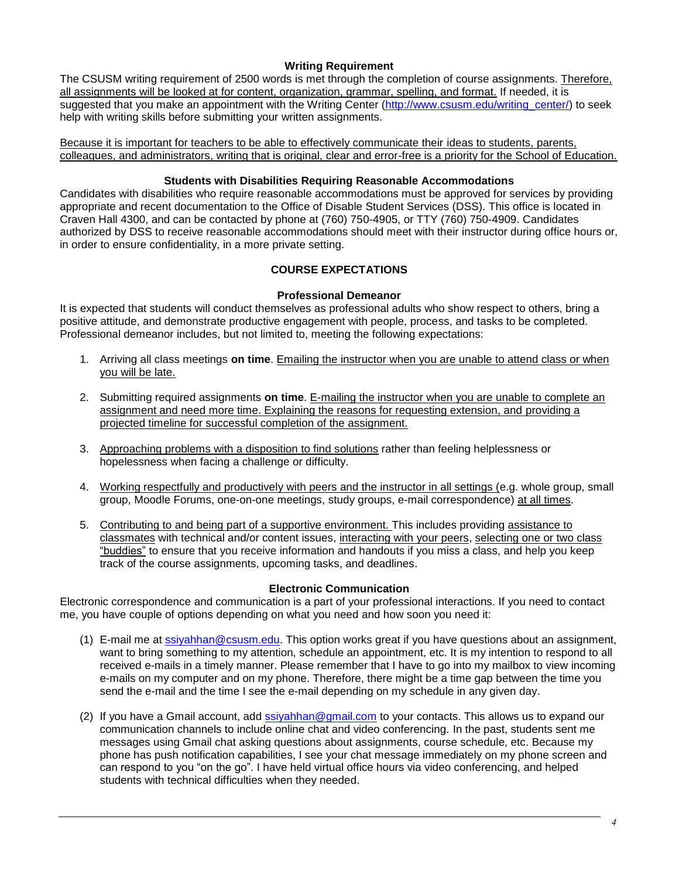### Writing Requirement

The CSUSM writing requirement of 2500 words is met through the completion of course assignments. Therefore, all assignments will be looked at for content, organization, grammar, spelling, and format. If needed, it is suggested that you make an appointment with the Writing Center (http://www.csusm.edu/writing_center/) to seek help with writing skills before submitting your written assignments.

Because it is important for teachers to be able to effectively communicate their ideas to students, parents, colleagues, and administrators, writing that is original, clear and error-free is a priority for the School of Education.

### Students with Disabilities Requiring Reasonable Accommodations

Candidates with disabilities who require reasonable accommodations must be approved for services by providing appropriate and recent documentation to the Office of Disable Student Services (DSS). This office is located in Craven Hall 4300, and can be contacted by phone at (760) 750-4905, or TTY (760) 750-4909. Candidates authorized by DSS to receive reasonable accommodations should meet with their instructor during office hours or, in order to ensure confidentiality, in a more private setting.

## COURSE EXPECTATIONS

### Professional Demeanor

It is expected that students will conduct themselves as professional adults who show respect to others, bring a positive attitude, and demonstrate productive engagement with people, process, and tasks to be completed. Professional demeanor includes, but not limited to, meeting the following expectations:

1. Arriving all class meetings **on time**. Emailing the instructor when you are unable to attend class or when you will be late.
2. Submitting required assignments **on time**. E-mailing the instructor when you are unable to complete an assignment and need more time. Explaining the reasons for requesting extension, and providing a projected timeline for successful completion of the assignment.
3. Approaching problems with a disposition to find solutions rather than feeling helplessness or hopelessness when facing a challenge or difficulty.
4. Working respectfully and productively with peers and the instructor in all settings (e.g. whole group, small group, Moodle Forums, one-on-one meetings, study groups, e-mail correspondence) at all times.
5. Contributing to and being part of a supportive environment. This includes providing assistance to classmates with technical and/or content issues, interacting with your peers, selecting one or two class "buddies" to ensure that you receive information and handouts if you miss a class, and help you keep track of the course assignments, upcoming tasks, and deadlines.

### Electronic Communication

Electronic correspondence and communication is a part of your professional interactions. If you need to contact me, you have couple of options depending on what you need and how soon you need it:

(1) E-mail me at ssiyahhan@csusm.edu. This option works great if you have questions about an assignment, want to bring something to my attention, schedule an appointment, etc. It is my intention to respond to all received e-mails in a timely manner. Please remember that I have to go into my mailbox to view incoming e-mails on my computer and on my phone. Therefore, there might be a time gap between the time you send the e-mail and the time I see the e-mail depending on my schedule in any given day.

(2) If you have a Gmail account, add ssiyahhan@gmail.com to your contacts. This allows us to expand our communication channels to include online chat and video conferencing. In the past, students sent me messages using Gmail chat asking questions about assignments, course schedule, etc. Because my phone has push notification capabilities, I see your chat message immediately on my phone screen and can respond to you "on the go". I have held virtual office hours via video conferencing, and helped students with technical difficulties when they needed.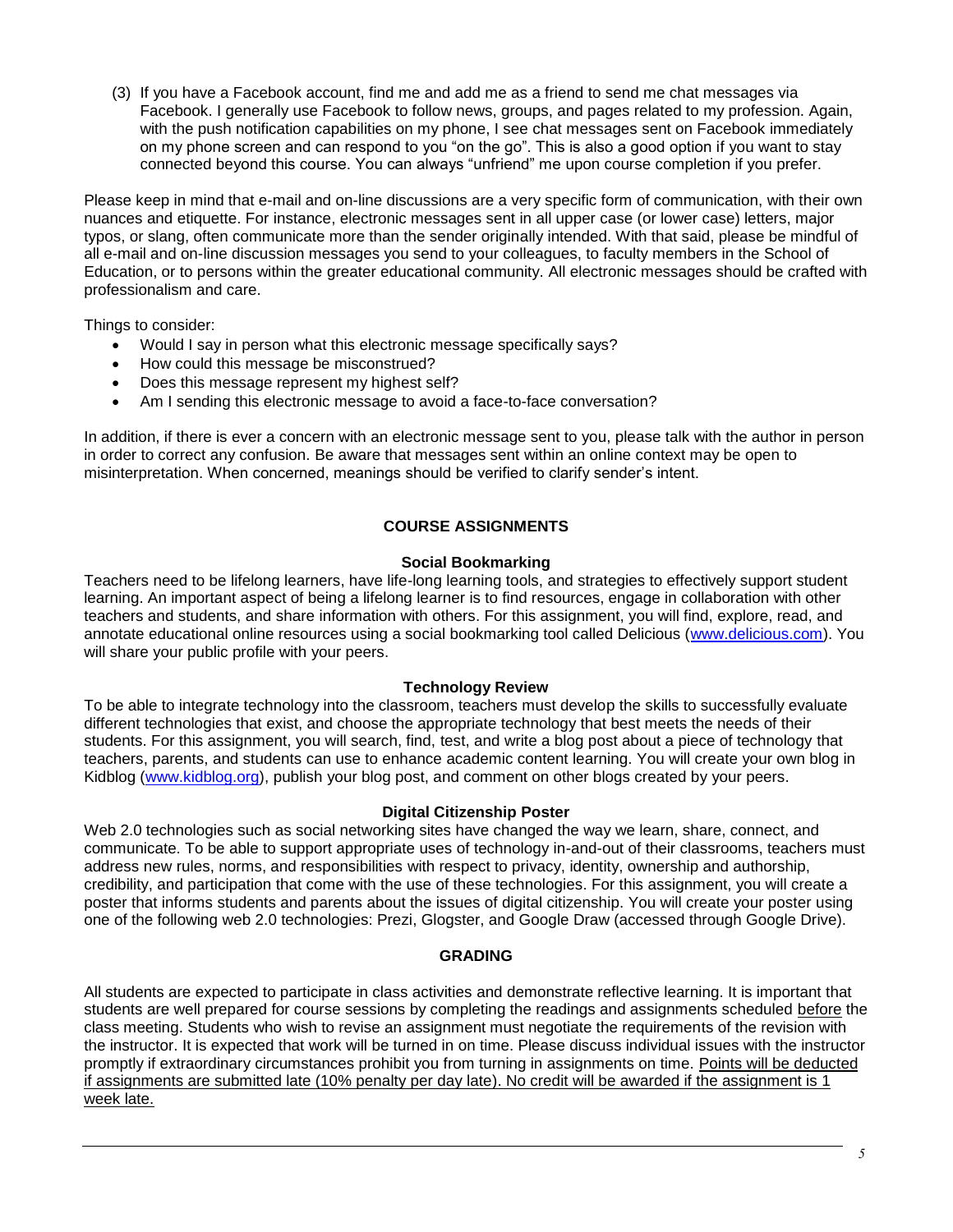(3) If you have a Facebook account, find me and add me as a friend to send me chat messages via Facebook. I generally use Facebook to follow news, groups, and pages related to my profession. Again, with the push notification capabilities on my phone, I see chat messages sent on Facebook immediately on my phone screen and can respond to you "on the go". This is also a good option if you want to stay connected beyond this course. You can always "unfriend" me upon course completion if you prefer.

Please keep in mind that e-mail and on-line discussions are a very specific form of communication, with their own nuances and etiquette. For instance, electronic messages sent in all upper case (or lower case) letters, major typos, or slang, often communicate more than the sender originally intended. With that said, please be mindful of all e-mail and on-line discussion messages you send to your colleagues, to faculty members in the School of Education, or to persons within the greater educational community. All electronic messages should be crafted with professionalism and care.

Things to consider:

- Would I say in person what this electronic message specifically says?
- How could this message be misconstrued?
- Does this message represent my highest self?
- Am I sending this electronic message to avoid a face-to-face conversation?

In addition, if there is ever a concern with an electronic message sent to you, please talk with the author in person in order to correct any confusion. Be aware that messages sent within an online context may be open to misinterpretation. When concerned, meanings should be verified to clarify sender's intent.

## COURSE ASSIGNMENTS

### Social Bookmarking

Teachers need to be lifelong learners, have life-long learning tools, and strategies to effectively support student learning. An important aspect of being a lifelong learner is to find resources, engage in collaboration with other teachers and students, and share information with others. For this assignment, you will find, explore, read, and annotate educational online resources using a social bookmarking tool called Delicious (www.delicious.com). You will share your public profile with your peers.

### Technology Review

To be able to integrate technology into the classroom, teachers must develop the skills to successfully evaluate different technologies that exist, and choose the appropriate technology that best meets the needs of their students. For this assignment, you will search, find, test, and write a blog post about a piece of technology that teachers, parents, and students can use to enhance academic content learning. You will create your own blog in Kidblog (www.kidblog.org), publish your blog post, and comment on other blogs created by your peers.

### Digital Citizenship Poster

Web 2.0 technologies such as social networking sites have changed the way we learn, share, connect, and communicate. To be able to support appropriate uses of technology in-and-out of their classrooms, teachers must address new rules, norms, and responsibilities with respect to privacy, identity, ownership and authorship, credibility, and participation that come with the use of these technologies. For this assignment, you will create a poster that informs students and parents about the issues of digital citizenship. You will create your poster using one of the following web 2.0 technologies: Prezi, Glogster, and Google Draw (accessed through Google Drive).

## GRADING

All students are expected to participate in class activities and demonstrate reflective learning. It is important that students are well prepared for course sessions by completing the readings and assignments scheduled <u>before</u> the class meeting. Students who wish to revise an assignment must negotiate the requirements of the revision with the instructor. It is expected that work will be turned in on time. Please discuss individual issues with the instructor promptly if extraordinary circumstances prohibit you from turning in assignments on time. <u>Points will be deducted if assignments are submitted late (10% penalty per day late). No credit will be awarded if the assignment is 1 week late.</u>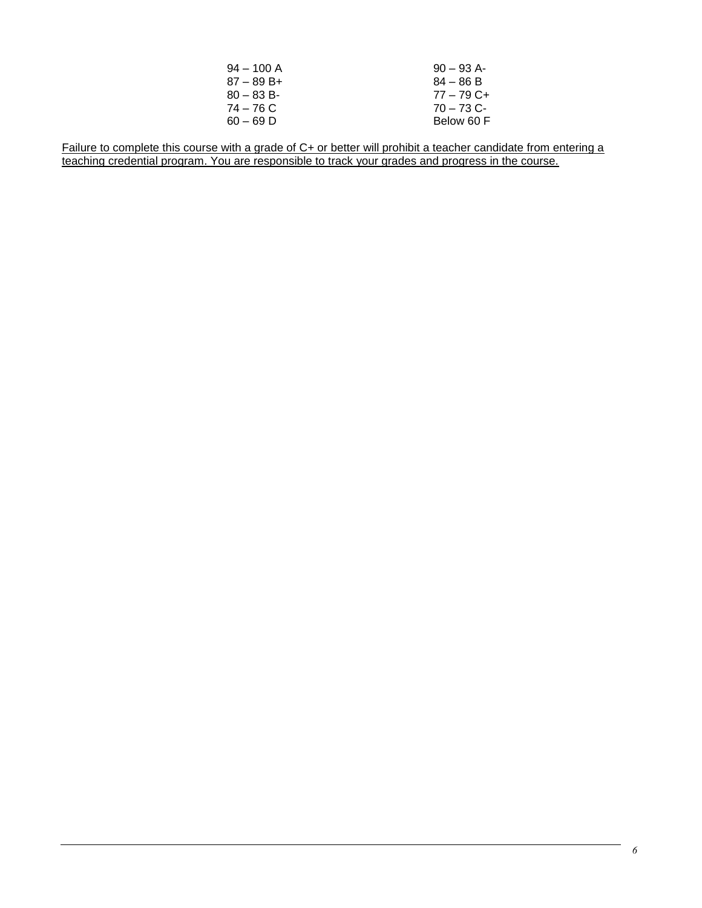| | |
|---|---|
| 94 – 100 A | 90 – 93 A- |
| 87 – 89 B+ | 84 – 86 B |
| 80 – 83 B- | 77 – 79 C+ |
| 74 – 76 C | 70 – 73 C- |
| 60 – 69 D | Below 60 F |

<u>Failure to complete this course with a grade of C+ or better will prohibit a teacher candidate from entering a teaching credential program. You are responsible to track your grades and progress in the course.</u>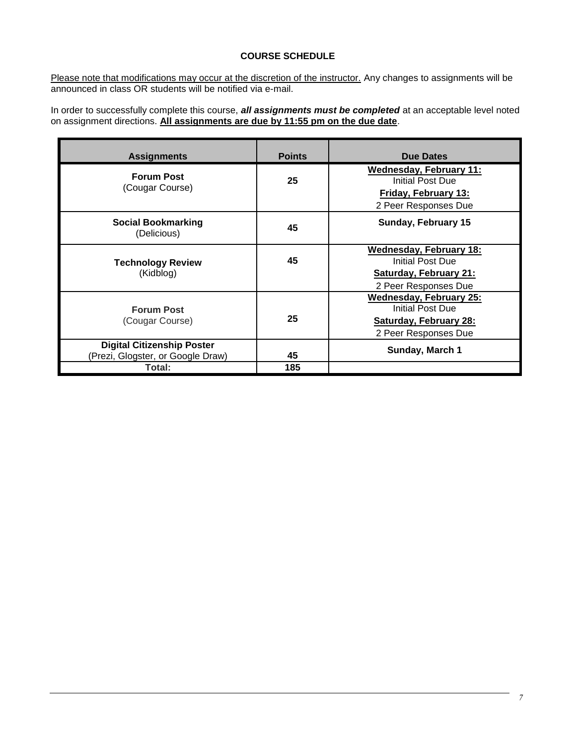## COURSE SCHEDULE

Please note that modifications may occur at the discretion of the instructor. Any changes to assignments will be announced in class OR students will be notified via e-mail.

In order to successfully complete this course, ***all assignments must be completed*** at an acceptable level noted on assignment directions. **All assignments are due by 11:55 pm on the due date**.

| Assignments | Points | Due Dates |
|---|---|---|
| **Forum Post** (Cougar Course) | **25** | **Wednesday, February 11:** Initial Post Due **Friday, February 13:** 2 Peer Responses Due |
| **Social Bookmarking** (Delicious) | **45** | **Sunday, February 15** |
| **Technology Review** (Kidblog) | **45** | **Wednesday, February 18:** Initial Post Due **Saturday, February 21:** 2 Peer Responses Due |
| **Forum Post** (Cougar Course) | **25** | **Wednesday, February 25:** Initial Post Due **Saturday, February 28:** 2 Peer Responses Due |
| **Digital Citizenship Poster** (Prezi, Glogster, or Google Draw) | **45** | **Sunday, March 1** |
| **Total:** | **185** | |